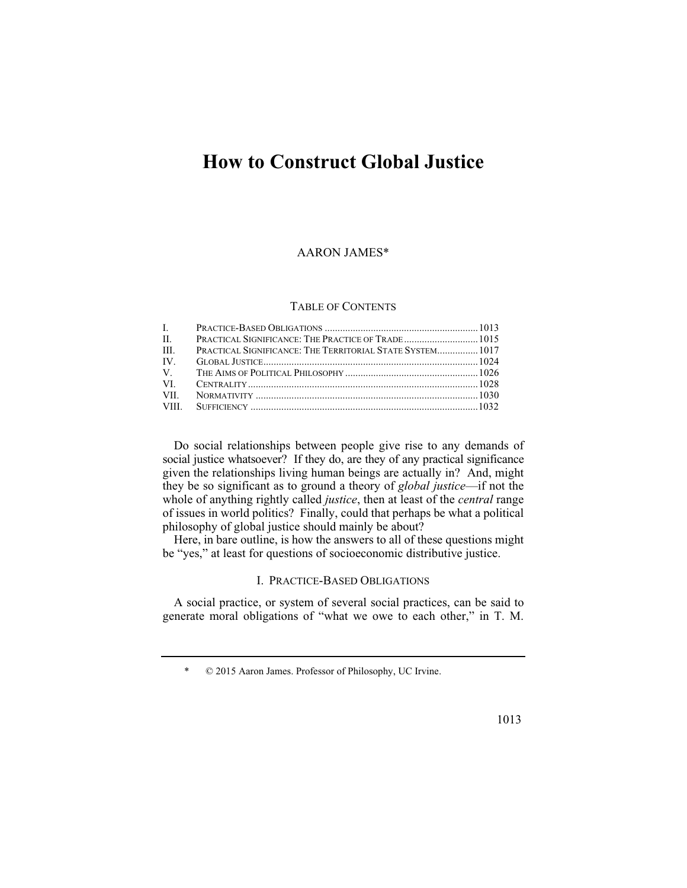# How to Construct Global Justice

AARON JAMES*

TABLE OF CONTENTS

| | | |
|---|---|---|
| I. | PRACTICE-BASED OBLIGATIONS | 1013 |
| II. | PRACTICAL SIGNIFICANCE: THE PRACTICE OF TRADE | 1015 |
| III. | PRACTICAL SIGNIFICANCE: THE TERRITORIAL STATE SYSTEM | 1017 |
| IV. | GLOBAL JUSTICE | 1024 |
| V. | THE AIMS OF POLITICAL PHILOSOPHY | 1026 |
| VI. | CENTRALITY | 1028 |
| VII. | NORMATIVITY | 1030 |
| VIII. | SUFFICIENCY | 1032 |

Do social relationships between people give rise to any demands of social justice whatsoever? If they do, are they of any practical significance given the relationships living human beings are actually in? And, might they be so significant as to ground a theory of *global justice*—if not the whole of anything rightly called *justice*, then at least of the *central* range of issues in world politics? Finally, could that perhaps be what a political philosophy of global justice should mainly be about?

Here, in bare outline, is how the answers to all of these questions might be "yes," at least for questions of socioeconomic distributive justice.

## I. PRACTICE-BASED OBLIGATIONS

A social practice, or system of several social practices, can be said to generate moral obligations of "what we owe to each other," in T. M.

\* © 2015 Aaron James. Professor of Philosophy, UC Irvine.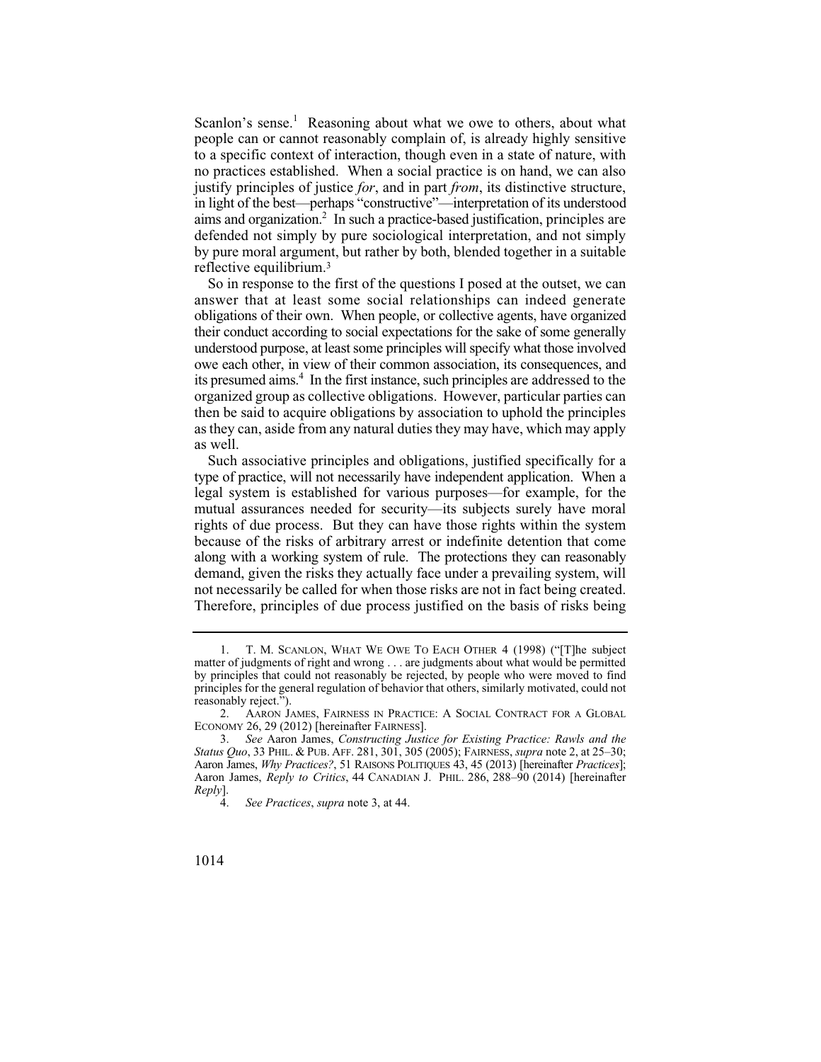Scanlon's sense.[1] Reasoning about what we owe to others, about what people can or cannot reasonably complain of, is already highly sensitive to a specific context of interaction, though even in a state of nature, with no practices established. When a social practice is on hand, we can also justify principles of justice *for*, and in part *from*, its distinctive structure, in light of the best—perhaps "constructive"—interpretation of its understood aims and organization.[2] In such a practice-based justification, principles are defended not simply by pure sociological interpretation, and not simply by pure moral argument, but rather by both, blended together in a suitable reflective equilibrium.[3]

So in response to the first of the questions I posed at the outset, we can answer that at least some social relationships can indeed generate obligations of their own. When people, or collective agents, have organized their conduct according to social expectations for the sake of some generally understood purpose, at least some principles will specify what those involved owe each other, in view of their common association, its consequences, and its presumed aims.[4] In the first instance, such principles are addressed to the organized group as collective obligations. However, particular parties can then be said to acquire obligations by association to uphold the principles as they can, aside from any natural duties they may have, which may apply as well.

Such associative principles and obligations, justified specifically for a type of practice, will not necessarily have independent application. When a legal system is established for various purposes—for example, for the mutual assurances needed for security—its subjects surely have moral rights of due process. But they can have those rights within the system because of the risks of arbitrary arrest or indefinite detention that come along with a working system of rule. The protections they can reasonably demand, given the risks they actually face under a prevailing system, will not necessarily be called for when those risks are not in fact being created. Therefore, principles of due process justified on the basis of risks being

---

1. T. M. SCANLON, WHAT WE OWE TO EACH OTHER 4 (1998) ("[T]he subject matter of judgments of right and wrong . . . are judgments about what would be permitted by principles that could not reasonably be rejected, by people who were moved to find principles for the general regulation of behavior that others, similarly motivated, could not reasonably reject.").

2. AARON JAMES, FAIRNESS IN PRACTICE: A SOCIAL CONTRACT FOR A GLOBAL ECONOMY 26, 29 (2012) [hereinafter FAIRNESS].

3. *See* Aaron James, *Constructing Justice for Existing Practice: Rawls and the Status Quo*, 33 PHIL. & PUB. AFF. 281, 301, 305 (2005); FAIRNESS, *supra* note 2, at 25–30; Aaron James, *Why Practices?*, 51 RAISONS POLITIQUES 43, 45 (2013) [hereinafter *Practices*]; Aaron James, *Reply to Critics*, 44 CANADIAN J. PHIL. 286, 288–90 (2014) [hereinafter *Reply*].

4. *See Practices*, *supra* note 3, at 44.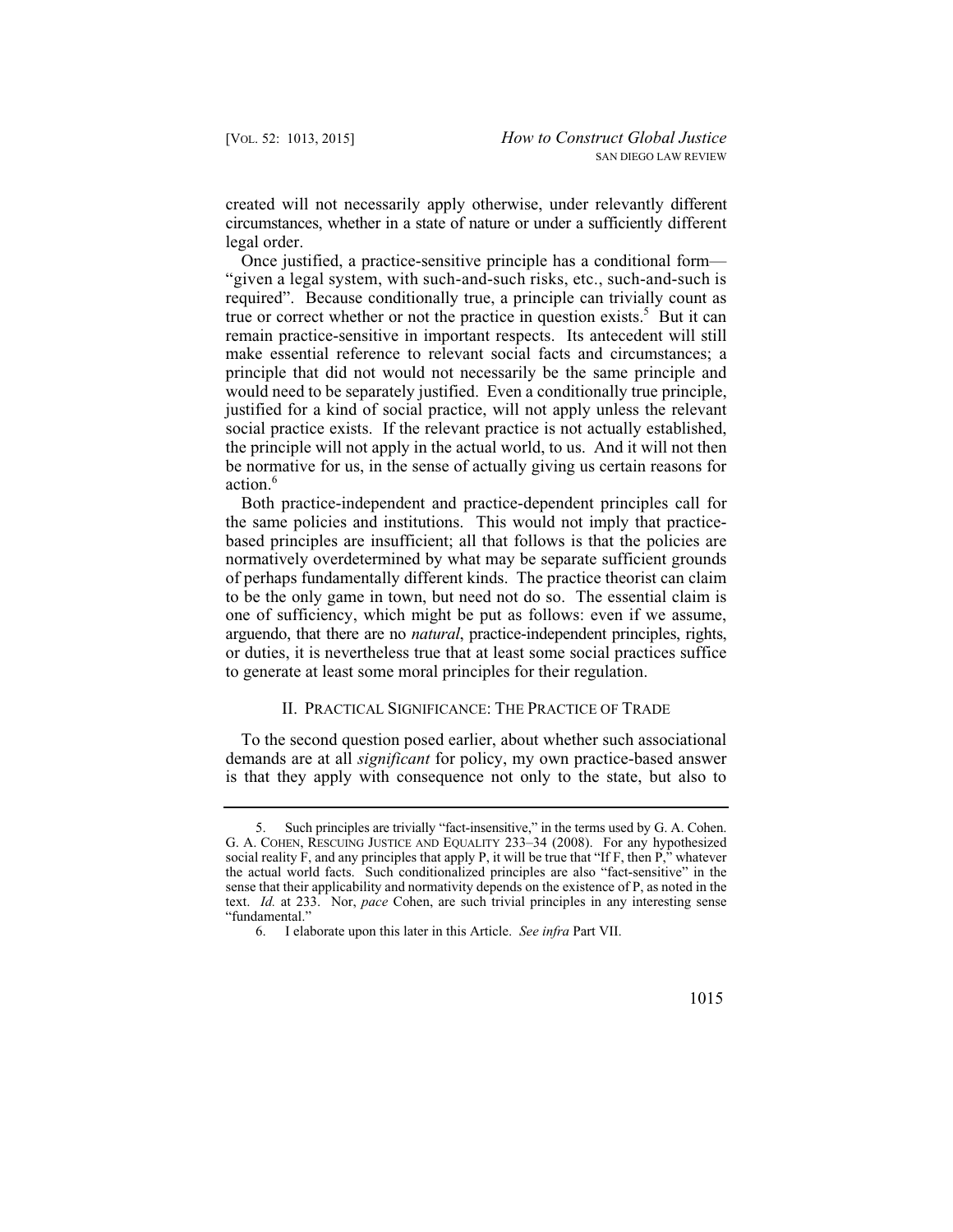created will not necessarily apply otherwise, under relevantly different circumstances, whether in a state of nature or under a sufficiently different legal order.

Once justified, a practice-sensitive principle has a conditional form—"given a legal system, with such-and-such risks, etc., such-and-such is required". Because conditionally true, a principle can trivially count as true or correct whether or not the practice in question exists.[5] But it can remain practice-sensitive in important respects. Its antecedent will still make essential reference to relevant social facts and circumstances; a principle that did not would not necessarily be the same principle and would need to be separately justified. Even a conditionally true principle, justified for a kind of social practice, will not apply unless the relevant social practice exists. If the relevant practice is not actually established, the principle will not apply in the actual world, to us. And it will not then be normative for us, in the sense of actually giving us certain reasons for action.[6]

Both practice-independent and practice-dependent principles call for the same policies and institutions. This would not imply that practice-based principles are insufficient; all that follows is that the policies are normatively overdetermined by what may be separate sufficient grounds of perhaps fundamentally different kinds. The practice theorist can claim to be the only game in town, but need not do so. The essential claim is one of sufficiency, which might be put as follows: even if we assume, arguendo, that there are no *natural*, practice-independent principles, rights, or duties, it is nevertheless true that at least some social practices suffice to generate at least some moral principles for their regulation.

## II. Practical Significance: The Practice of Trade

To the second question posed earlier, about whether such associational demands are at all *significant* for policy, my own practice-based answer is that they apply with consequence not only to the state, but also to

---

5. Such principles are trivially "fact-insensitive," in the terms used by G. A. Cohen. G. A. Cohen, Rescuing Justice and Equality 233–34 (2008). For any hypothesized social reality F, and any principles that apply P, it will be true that "If F, then P," whatever the actual world facts. Such conditionalized principles are also "fact-sensitive" in the sense that their applicability and normativity depends on the existence of P, as noted in the text. *Id.* at 233. Nor, *pace* Cohen, are such trivial principles in any interesting sense "fundamental."

6. I elaborate upon this later in this Article. *See infra* Part VII.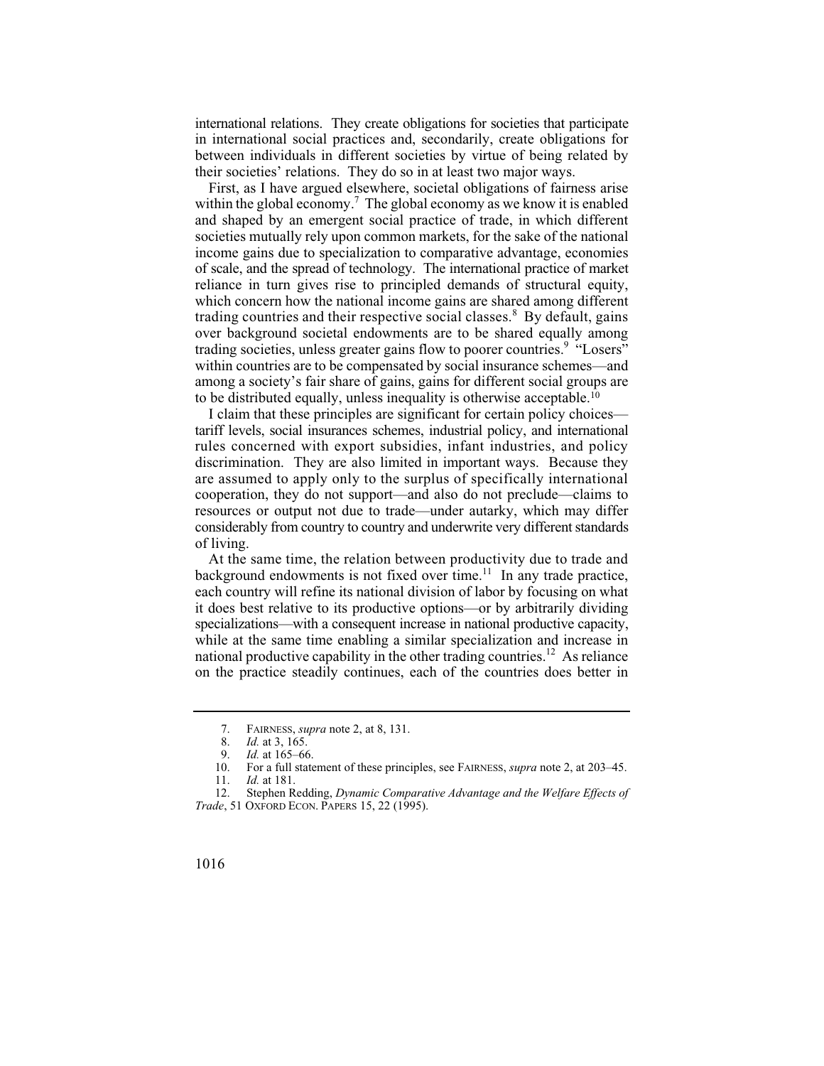international relations. They create obligations for societies that participate in international social practices and, secondarily, create obligations for between individuals in different societies by virtue of being related by their societies' relations. They do so in at least two major ways.

First, as I have argued elsewhere, societal obligations of fairness arise within the global economy.[7] The global economy as we know it is enabled and shaped by an emergent social practice of trade, in which different societies mutually rely upon common markets, for the sake of the national income gains due to specialization to comparative advantage, economies of scale, and the spread of technology. The international practice of market reliance in turn gives rise to principled demands of structural equity, which concern how the national income gains are shared among different trading countries and their respective social classes.[8] By default, gains over background societal endowments are to be shared equally among trading societies, unless greater gains flow to poorer countries.[9] "Losers" within countries are to be compensated by social insurance schemes—and among a society's fair share of gains, gains for different social groups are to be distributed equally, unless inequality is otherwise acceptable.[10]

I claim that these principles are significant for certain policy choices—tariff levels, social insurances schemes, industrial policy, and international rules concerned with export subsidies, infant industries, and policy discrimination. They are also limited in important ways. Because they are assumed to apply only to the surplus of specifically international cooperation, they do not support—and also do not preclude—claims to resources or output not due to trade—under autarky, which may differ considerably from country to country and underwrite very different standards of living.

At the same time, the relation between productivity due to trade and background endowments is not fixed over time.[11] In any trade practice, each country will refine its national division of labor by focusing on what it does best relative to its productive options—or by arbitrarily dividing specializations—with a consequent increase in national productive capacity, while at the same time enabling a similar specialization and increase in national productive capability in the other trading countries.[12] As reliance on the practice steadily continues, each of the countries does better in

---

7. FAIRNESS, *supra* note 2, at 8, 131.

8. *Id.* at 3, 165.

9. *Id.* at 165–66.

10. For a full statement of these principles, see FAIRNESS, *supra* note 2, at 203–45.

11. *Id.* at 181.

12. Stephen Redding, *Dynamic Comparative Advantage and the Welfare Effects of Trade*, 51 OXFORD ECON. PAPERS 15, 22 (1995).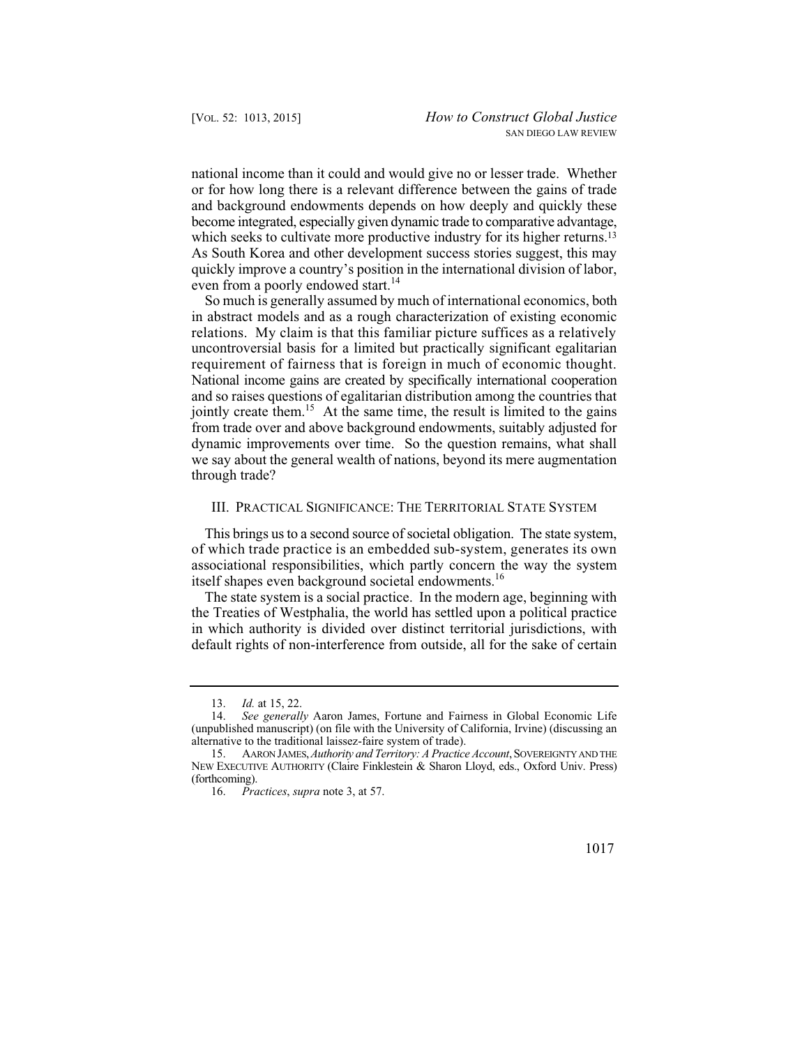national income than it could and would give no or lesser trade. Whether or for how long there is a relevant difference between the gains of trade and background endowments depends on how deeply and quickly these become integrated, especially given dynamic trade to comparative advantage, which seeks to cultivate more productive industry for its higher returns.[13] As South Korea and other development success stories suggest, this may quickly improve a country's position in the international division of labor, even from a poorly endowed start.[14]

So much is generally assumed by much of international economics, both in abstract models and as a rough characterization of existing economic relations. My claim is that this familiar picture suffices as a relatively uncontroversial basis for a limited but practically significant egalitarian requirement of fairness that is foreign in much of economic thought. National income gains are created by specifically international cooperation and so raises questions of egalitarian distribution among the countries that jointly create them.[15] At the same time, the result is limited to the gains from trade over and above background endowments, suitably adjusted for dynamic improvements over time. So the question remains, what shall we say about the general wealth of nations, beyond its mere augmentation through trade?

## III. Practical Significance: The Territorial State System

This brings us to a second source of societal obligation. The state system, of which trade practice is an embedded sub-system, generates its own associational responsibilities, which partly concern the way the system itself shapes even background societal endowments.[16]

The state system is a social practice. In the modern age, beginning with the Treaties of Westphalia, the world has settled upon a political practice in which authority is divided over distinct territorial jurisdictions, with default rights of non-interference from outside, all for the sake of certain

---

13. *Id.* at 15, 22.

14. *See generally* Aaron James, Fortune and Fairness in Global Economic Life (unpublished manuscript) (on file with the University of California, Irvine) (discussing an alternative to the traditional laissez-faire system of trade).

15. Aaron James, *Authority and Territory: A Practice Account*, Sovereignty and the New Executive Authority (Claire Finklestein & Sharon Lloyd, eds., Oxford Univ. Press) (forthcoming).

16. *Practices*, *supra* note 3, at 57.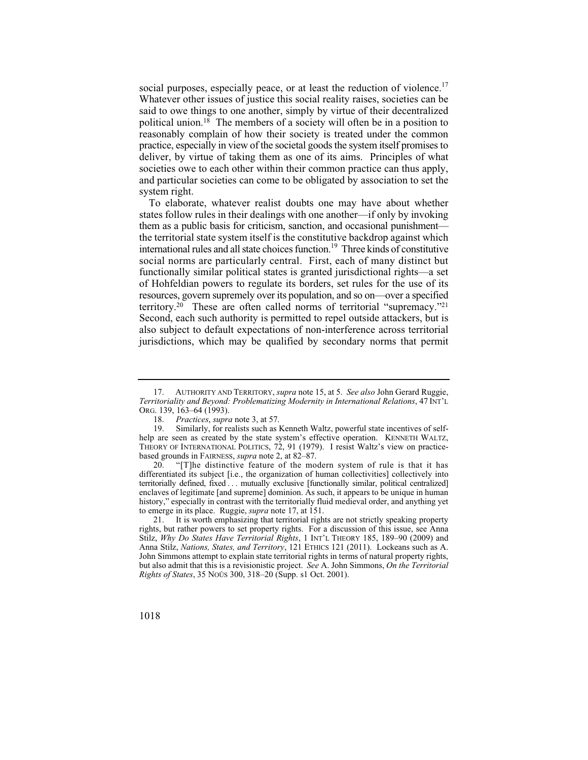social purposes, especially peace, or at least the reduction of violence.[17] Whatever other issues of justice this social reality raises, societies can be said to owe things to one another, simply by virtue of their decentralized political union.[18] The members of a society will often be in a position to reasonably complain of how their society is treated under the common practice, especially in view of the societal goods the system itself promises to deliver, by virtue of taking them as one of its aims. Principles of what societies owe to each other within their common practice can thus apply, and particular societies can come to be obligated by association to set the system right.

To elaborate, whatever realist doubts one may have about whether states follow rules in their dealings with one another—if only by invoking them as a public basis for criticism, sanction, and occasional punishment—the territorial state system itself is the constitutive backdrop against which international rules and all state choices function.[19] Three kinds of constitutive social norms are particularly central. First, each of many distinct but functionally similar political states is granted jurisdictional rights—a set of Hohfeldian powers to regulate its borders, set rules for the use of its resources, govern supremely over its population, and so on—over a specified territory.[20] These are often called norms of territorial "supremacy."[21] Second, each such authority is permitted to repel outside attackers, but is also subject to default expectations of non-interference across territorial jurisdictions, which may be qualified by secondary norms that permit

---

17. AUTHORITY AND TERRITORY, *supra* note 15, at 5. *See also* John Gerard Ruggie, *Territoriality and Beyond: Problematizing Modernity in International Relations*, 47 INT'L ORG. 139, 163–64 (1993).

18. *Practices*, *supra* note 3, at 57.

19. Similarly, for realists such as Kenneth Waltz, powerful state incentives of self-help are seen as created by the state system's effective operation. KENNETH WALTZ, THEORY OF INTERNATIONAL POLITICS, 72, 91 (1979). I resist Waltz's view on practice-based grounds in FAIRNESS, *supra* note 2, at 82–87.

20. "[T]he distinctive feature of the modern system of rule is that it has differentiated its subject [i.e., the organization of human collectivities] collectively into territorially defined, fixed . . . mutually exclusive [functionally similar, political centralized] enclaves of legitimate [and supreme] dominion. As such, it appears to be unique in human history," especially in contrast with the territorially fluid medieval order, and anything yet to emerge in its place. Ruggie, *supra* note 17, at 151.

21. It is worth emphasizing that territorial rights are not strictly speaking property rights, but rather powers to set property rights. For a discussion of this issue, see Anna Stilz, *Why Do States Have Territorial Rights*, 1 INT'L THEORY 185, 189–90 (2009) and Anna Stilz, *Nations, States, and Territory*, 121 ETHICS 121 (2011). Lockeans such as A. John Simmons attempt to explain state territorial rights in terms of natural property rights, but also admit that this is a revisionistic project. *See* A. John Simmons, *On the Territorial Rights of States*, 35 NOÛS 300, 318–20 (Supp. s1 Oct. 2001).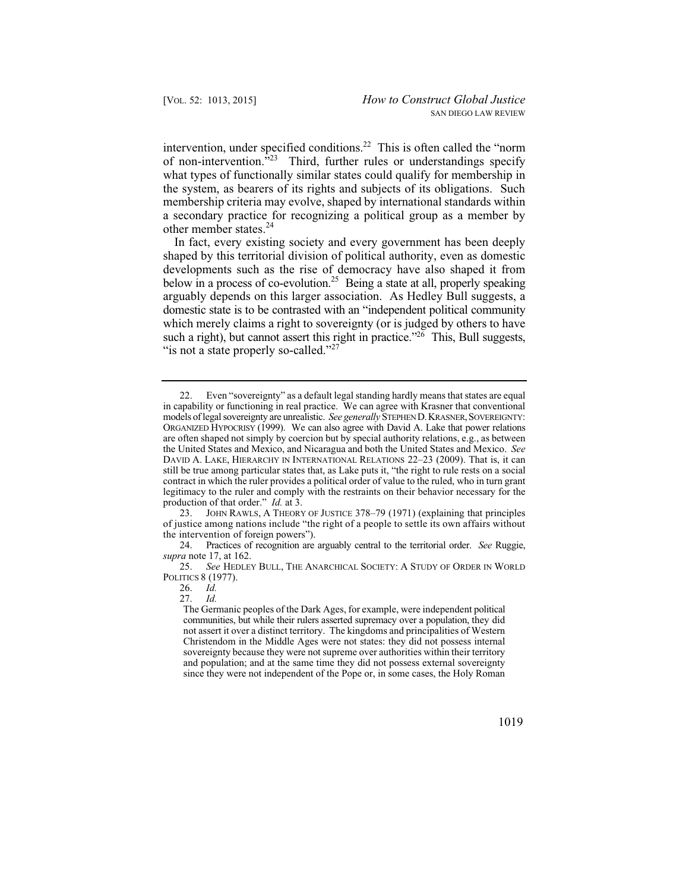intervention, under specified conditions.[22] This is often called the "norm of non-intervention."[23] Third, further rules or understandings specify what types of functionally similar states could qualify for membership in the system, as bearers of its rights and subjects of its obligations. Such membership criteria may evolve, shaped by international standards within a secondary practice for recognizing a political group as a member by other member states.[24]

In fact, every existing society and every government has been deeply shaped by this territorial division of political authority, even as domestic developments such as the rise of democracy have also shaped it from below in a process of co-evolution.[25] Being a state at all, properly speaking arguably depends on this larger association. As Hedley Bull suggests, a domestic state is to be contrasted with an "independent political community which merely claims a right to sovereignty (or is judged by others to have such a right), but cannot assert this right in practice."[26] This, Bull suggests, "is not a state properly so-called."[27]

---

22. Even "sovereignty" as a default legal standing hardly means that states are equal in capability or functioning in real practice. We can agree with Krasner that conventional models of legal sovereignty are unrealistic. *See generally* STEPHEN D. KRASNER, SOVEREIGNTY: ORGANIZED HYPOCRISY (1999). We can also agree with David A. Lake that power relations are often shaped not simply by coercion but by special authority relations, e.g., as between the United States and Mexico, and Nicaragua and both the United States and Mexico. *See* DAVID A. LAKE, HIERARCHY IN INTERNATIONAL RELATIONS 22–23 (2009). That is, it can still be true among particular states that, as Lake puts it, "the right to rule rests on a social contract in which the ruler provides a political order of value to the ruled, who in turn grant legitimacy to the ruler and comply with the restraints on their behavior necessary for the production of that order." *Id.* at 3.

23. JOHN RAWLS, A THEORY OF JUSTICE 378–79 (1971) (explaining that principles of justice among nations include "the right of a people to settle its own affairs without the intervention of foreign powers").

24. Practices of recognition are arguably central to the territorial order. *See* Ruggie, *supra* note 17, at 162.

25. *See* HEDLEY BULL, THE ANARCHICAL SOCIETY: A STUDY OF ORDER IN WORLD POLITICS 8 (1977).

26. *Id.*

27. *Id.*

> The Germanic peoples of the Dark Ages, for example, were independent political communities, but while their rulers asserted supremacy over a population, they did not assert it over a distinct territory. The kingdoms and principalities of Western Christendom in the Middle Ages were not states: they did not possess internal sovereignty because they were not supreme over authorities within their territory and population; and at the same time they did not possess external sovereignty since they were not independent of the Pope or, in some cases, the Holy Roman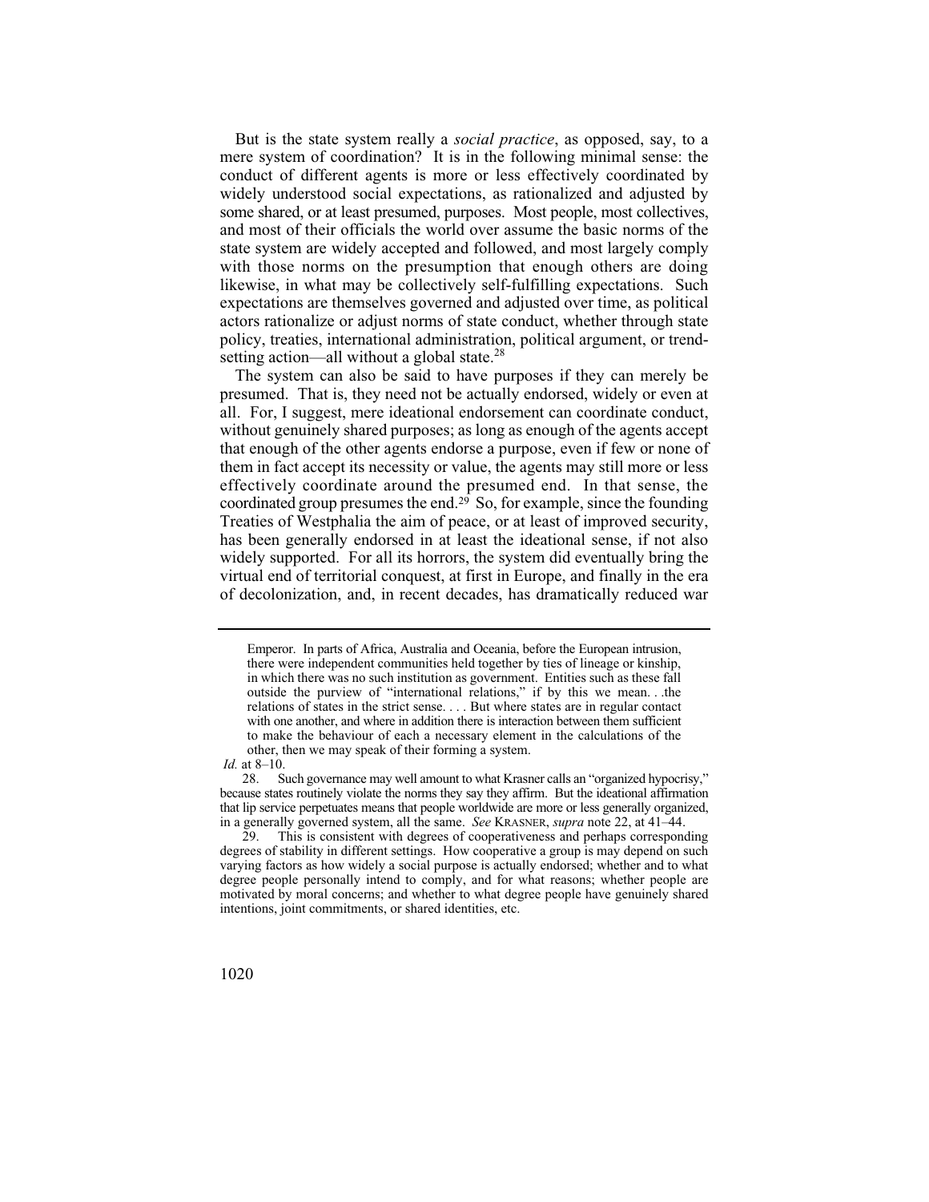But is the state system really a *social practice*, as opposed, say, to a mere system of coordination? It is in the following minimal sense: the conduct of different agents is more or less effectively coordinated by widely understood social expectations, as rationalized and adjusted by some shared, or at least presumed, purposes. Most people, most collectives, and most of their officials the world over assume the basic norms of the state system are widely accepted and followed, and most largely comply with those norms on the presumption that enough others are doing likewise, in what may be collectively self-fulfilling expectations. Such expectations are themselves governed and adjusted over time, as political actors rationalize or adjust norms of state conduct, whether through state policy, treaties, international administration, political argument, or trend-setting action—all without a global state.[28]

The system can also be said to have purposes if they can merely be presumed. That is, they need not be actually endorsed, widely or even at all. For, I suggest, mere ideational endorsement can coordinate conduct, without genuinely shared purposes; as long as enough of the agents accept that enough of the other agents endorse a purpose, even if few or none of them in fact accept its necessity or value, the agents may still more or less effectively coordinate around the presumed end. In that sense, the coordinated group presumes the end.[29] So, for example, since the founding Treaties of Westphalia the aim of peace, or at least of improved security, has been generally endorsed in at least the ideational sense, if not also widely supported. For all its horrors, the system did eventually bring the virtual end of territorial conquest, at first in Europe, and finally in the era of decolonization, and, in recent decades, has dramatically reduced war

---

> Emperor. In parts of Africa, Australia and Oceania, before the European intrusion, there were independent communities held together by ties of lineage or kinship, in which there was no such institution as government. Entities such as these fall outside the purview of "international relations," if by this we mean. . .the relations of states in the strict sense. . . . But where states are in regular contact with one another, and where in addition there is interaction between them sufficient to make the behaviour of each a necessary element in the calculations of the other, then we may speak of their forming a system.

*Id.* at 8–10.

28. Such governance may well amount to what Krasner calls an "organized hypocrisy," because states routinely violate the norms they say they affirm. But the ideational affirmation that lip service perpetuates means that people worldwide are more or less generally organized, in a generally governed system, all the same. *See* KRASNER, *supra* note 22, at 41–44.

29. This is consistent with degrees of cooperativeness and perhaps corresponding degrees of stability in different settings. How cooperative a group is may depend on such varying factors as how widely a social purpose is actually endorsed; whether and to what degree people personally intend to comply, and for what reasons; whether people are motivated by moral concerns; and whether to what degree people have genuinely shared intentions, joint commitments, or shared identities, etc.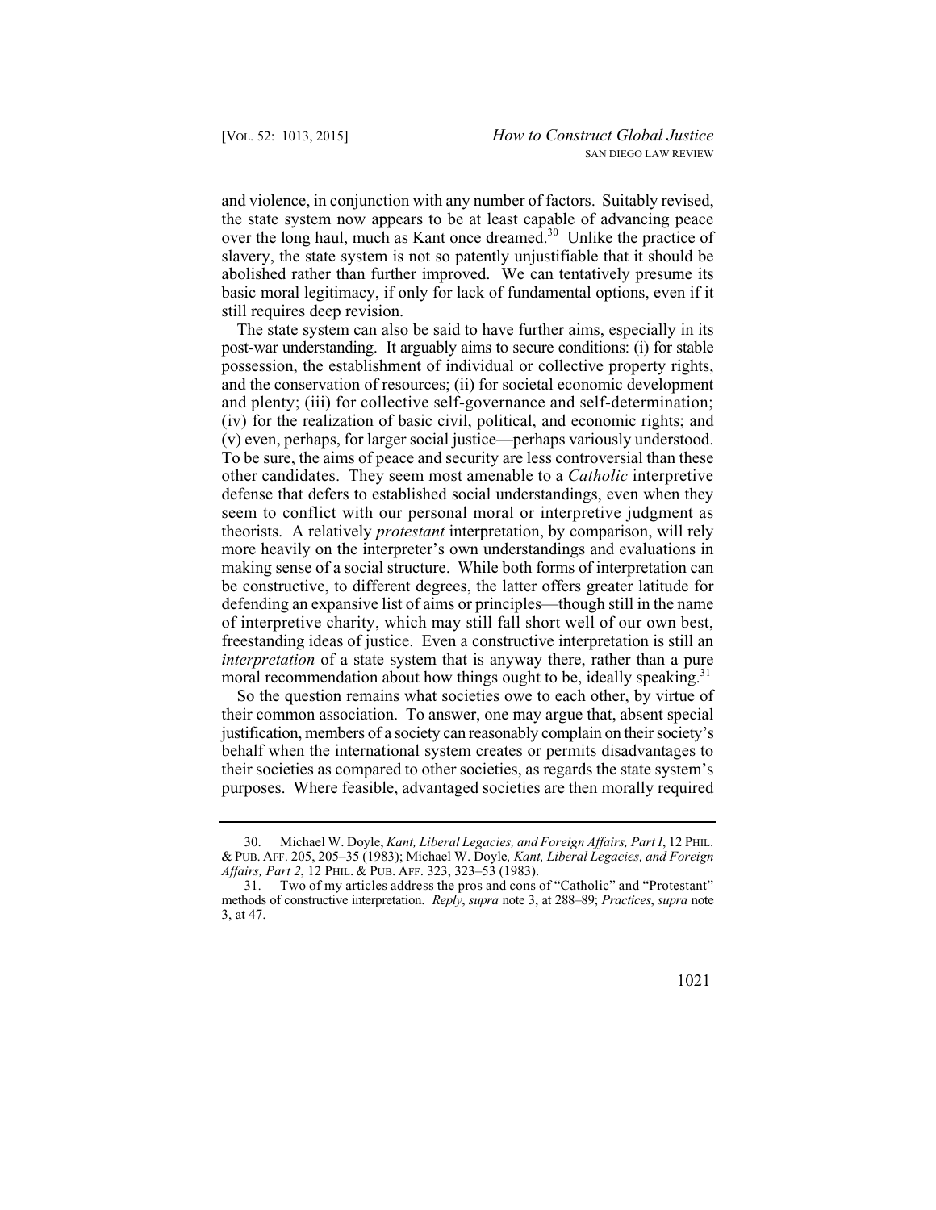and violence, in conjunction with any number of factors. Suitably revised, the state system now appears to be at least capable of advancing peace over the long haul, much as Kant once dreamed.[30] Unlike the practice of slavery, the state system is not so patently unjustifiable that it should be abolished rather than further improved. We can tentatively presume its basic moral legitimacy, if only for lack of fundamental options, even if it still requires deep revision.

The state system can also be said to have further aims, especially in its post-war understanding. It arguably aims to secure conditions: (i) for stable possession, the establishment of individual or collective property rights, and the conservation of resources; (ii) for societal economic development and plenty; (iii) for collective self-governance and self-determination; (iv) for the realization of basic civil, political, and economic rights; and (v) even, perhaps, for larger social justice—perhaps variously understood. To be sure, the aims of peace and security are less controversial than these other candidates. They seem most amenable to a *Catholic* interpretive defense that defers to established social understandings, even when they seem to conflict with our personal moral or interpretive judgment as theorists. A relatively *protestant* interpretation, by comparison, will rely more heavily on the interpreter's own understandings and evaluations in making sense of a social structure. While both forms of interpretation can be constructive, to different degrees, the latter offers greater latitude for defending an expansive list of aims or principles—though still in the name of interpretive charity, which may still fall short well of our own best, freestanding ideas of justice. Even a constructive interpretation is still an *interpretation* of a state system that is anyway there, rather than a pure moral recommendation about how things ought to be, ideally speaking.[31]

So the question remains what societies owe to each other, by virtue of their common association. To answer, one may argue that, absent special justification, members of a society can reasonably complain on their society's behalf when the international system creates or permits disadvantages to their societies as compared to other societies, as regards the state system's purposes. Where feasible, advantaged societies are then morally required

---

30. Michael W. Doyle, *Kant, Liberal Legacies, and Foreign Affairs, Part I*, 12 PHIL. & PUB. AFF. 205, 205–35 (1983); Michael W. Doyle, *Kant, Liberal Legacies, and Foreign Affairs, Part 2*, 12 PHIL. & PUB. AFF. 323, 323–53 (1983).

31. Two of my articles address the pros and cons of "Catholic" and "Protestant" methods of constructive interpretation. *Reply*, *supra* note 3, at 288–89; *Practices*, *supra* note 3, at 47.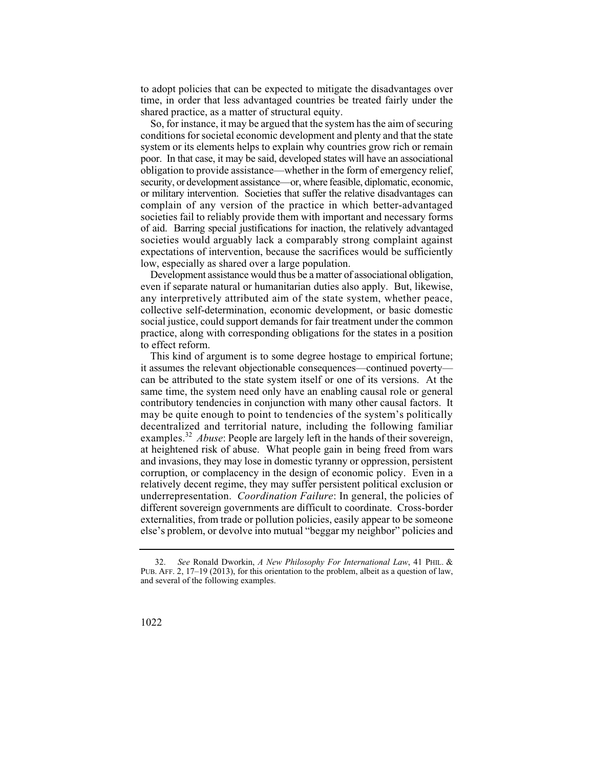to adopt policies that can be expected to mitigate the disadvantages over time, in order that less advantaged countries be treated fairly under the shared practice, as a matter of structural equity.

So, for instance, it may be argued that the system has the aim of securing conditions for societal economic development and plenty and that the state system or its elements helps to explain why countries grow rich or remain poor. In that case, it may be said, developed states will have an associational obligation to provide assistance—whether in the form of emergency relief, security, or development assistance—or, where feasible, diplomatic, economic, or military intervention. Societies that suffer the relative disadvantages can complain of any version of the practice in which better-advantaged societies fail to reliably provide them with important and necessary forms of aid. Barring special justifications for inaction, the relatively advantaged societies would arguably lack a comparably strong complaint against expectations of intervention, because the sacrifices would be sufficiently low, especially as shared over a large population.

Development assistance would thus be a matter of associational obligation, even if separate natural or humanitarian duties also apply. But, likewise, any interpretively attributed aim of the state system, whether peace, collective self-determination, economic development, or basic domestic social justice, could support demands for fair treatment under the common practice, along with corresponding obligations for the states in a position to effect reform.

This kind of argument is to some degree hostage to empirical fortune; it assumes the relevant objectionable consequences—continued poverty—can be attributed to the state system itself or one of its versions. At the same time, the system need only have an enabling causal role or general contributory tendencies in conjunction with many other causal factors. It may be quite enough to point to tendencies of the system's politically decentralized and territorial nature, including the following familiar examples.[32] *Abuse*: People are largely left in the hands of their sovereign, at heightened risk of abuse. What people gain in being freed from wars and invasions, they may lose in domestic tyranny or oppression, persistent corruption, or complacency in the design of economic policy. Even in a relatively decent regime, they may suffer persistent political exclusion or underrepresentation. *Coordination Failure*: In general, the policies of different sovereign governments are difficult to coordinate. Cross-border externalities, from trade or pollution policies, easily appear to be someone else's problem, or devolve into mutual "beggar my neighbor" policies and

---

32. *See* Ronald Dworkin, *A New Philosophy For International Law*, 41 PHIL. & PUB. AFF. 2, 17–19 (2013), for this orientation to the problem, albeit as a question of law, and several of the following examples.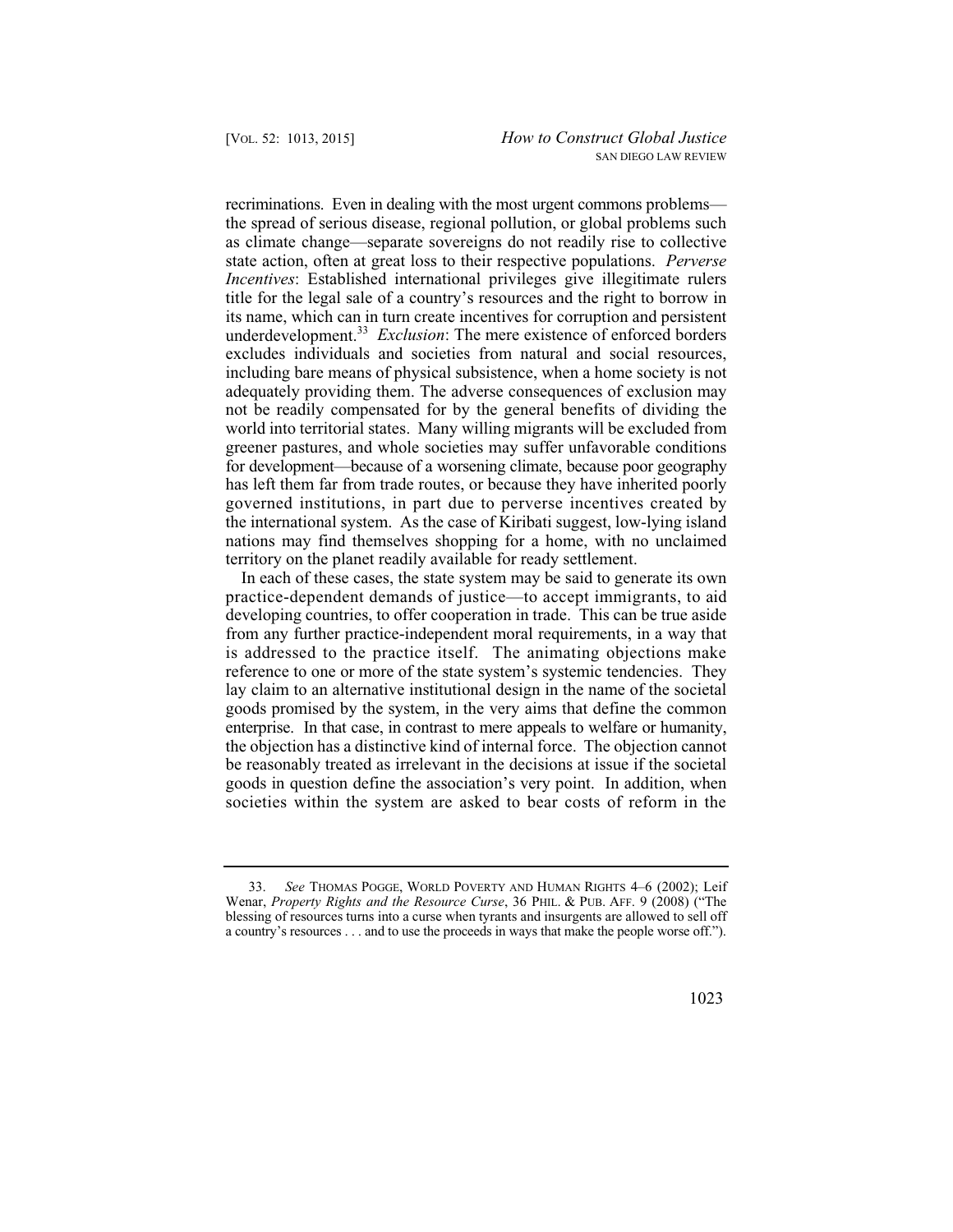recriminations. Even in dealing with the most urgent commons problems—the spread of serious disease, regional pollution, or global problems such as climate change—separate sovereigns do not readily rise to collective state action, often at great loss to their respective populations. *Perverse Incentives*: Established international privileges give illegitimate rulers title for the legal sale of a country's resources and the right to borrow in its name, which can in turn create incentives for corruption and persistent underdevelopment.[33] *Exclusion*: The mere existence of enforced borders excludes individuals and societies from natural and social resources, including bare means of physical subsistence, when a home society is not adequately providing them. The adverse consequences of exclusion may not be readily compensated for by the general benefits of dividing the world into territorial states. Many willing migrants will be excluded from greener pastures, and whole societies may suffer unfavorable conditions for development—because of a worsening climate, because poor geography has left them far from trade routes, or because they have inherited poorly governed institutions, in part due to perverse incentives created by the international system. As the case of Kiribati suggest, low-lying island nations may find themselves shopping for a home, with no unclaimed territory on the planet readily available for ready settlement.

In each of these cases, the state system may be said to generate its own practice-dependent demands of justice—to accept immigrants, to aid developing countries, to offer cooperation in trade. This can be true aside from any further practice-independent moral requirements, in a way that is addressed to the practice itself. The animating objections make reference to one or more of the state system's systemic tendencies. They lay claim to an alternative institutional design in the name of the societal goods promised by the system, in the very aims that define the common enterprise. In that case, in contrast to mere appeals to welfare or humanity, the objection has a distinctive kind of internal force. The objection cannot be reasonably treated as irrelevant in the decisions at issue if the societal goods in question define the association's very point. In addition, when societies within the system are asked to bear costs of reform in the

---

33. *See* THOMAS POGGE, WORLD POVERTY AND HUMAN RIGHTS 4–6 (2002); Leif Wenar, *Property Rights and the Resource Curse*, 36 PHIL. & PUB. AFF. 9 (2008) ("The blessing of resources turns into a curse when tyrants and insurgents are allowed to sell off a country's resources . . . and to use the proceeds in ways that make the people worse off.").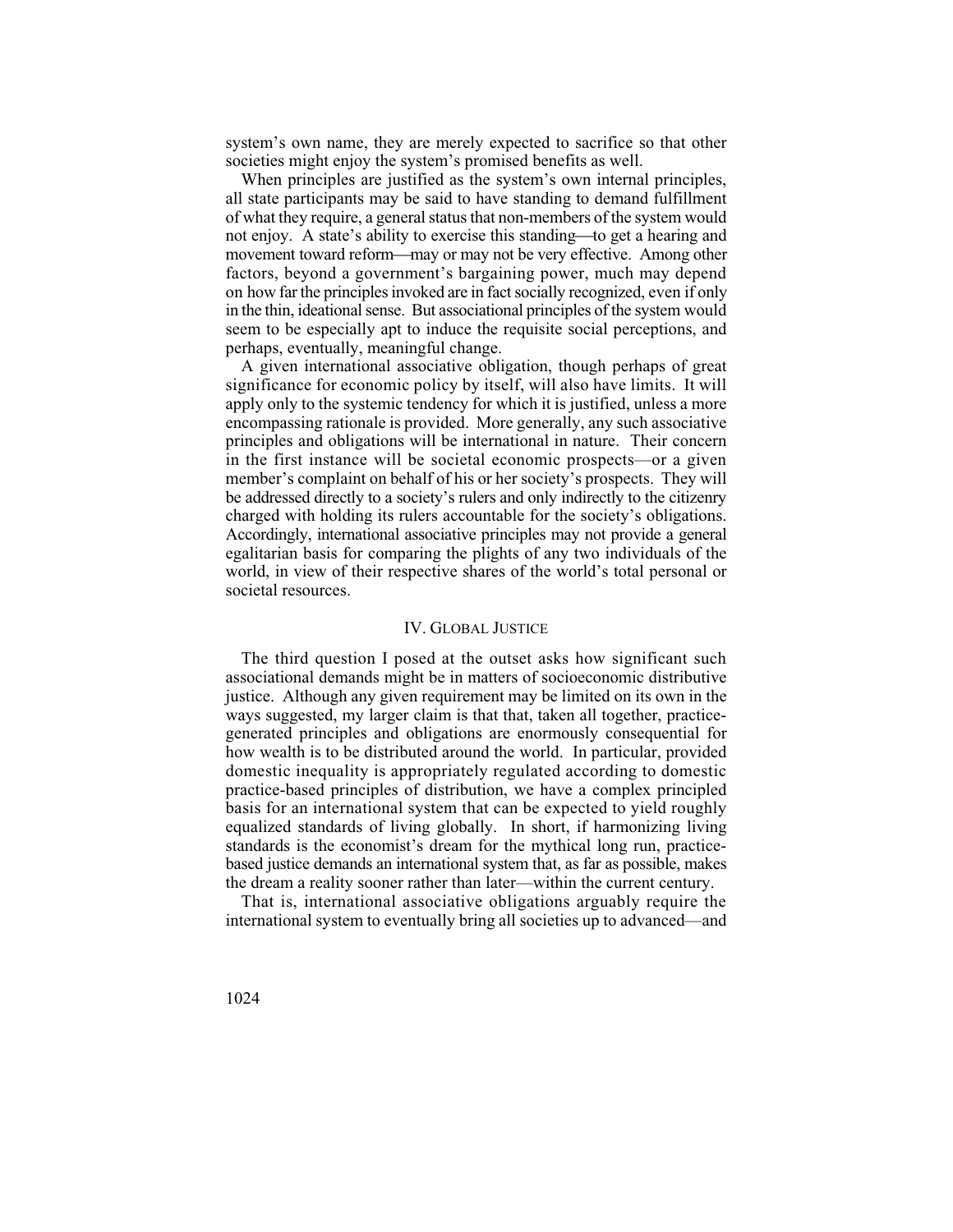system's own name, they are merely expected to sacrifice so that other societies might enjoy the system's promised benefits as well.

When principles are justified as the system's own internal principles, all state participants may be said to have standing to demand fulfillment of what they require, a general status that non-members of the system would not enjoy. A state's ability to exercise this standing—to get a hearing and movement toward reform—may or may not be very effective. Among other factors, beyond a government's bargaining power, much may depend on how far the principles invoked are in fact socially recognized, even if only in the thin, ideational sense. But associational principles of the system would seem to be especially apt to induce the requisite social perceptions, and perhaps, eventually, meaningful change.

A given international associative obligation, though perhaps of great significance for economic policy by itself, will also have limits. It will apply only to the systemic tendency for which it is justified, unless a more encompassing rationale is provided. More generally, any such associative principles and obligations will be international in nature. Their concern in the first instance will be societal economic prospects—or a given member's complaint on behalf of his or her society's prospects. They will be addressed directly to a society's rulers and only indirectly to the citizenry charged with holding its rulers accountable for the society's obligations. Accordingly, international associative principles may not provide a general egalitarian basis for comparing the plights of any two individuals of the world, in view of their respective shares of the world's total personal or societal resources.

## IV. Global Justice

The third question I posed at the outset asks how significant such associational demands might be in matters of socioeconomic distributive justice. Although any given requirement may be limited on its own in the ways suggested, my larger claim is that that, taken all together, practice-generated principles and obligations are enormously consequential for how wealth is to be distributed around the world. In particular, provided domestic inequality is appropriately regulated according to domestic practice-based principles of distribution, we have a complex principled basis for an international system that can be expected to yield roughly equalized standards of living globally. In short, if harmonizing living standards is the economist's dream for the mythical long run, practice-based justice demands an international system that, as far as possible, makes the dream a reality sooner rather than later—within the current century.

That is, international associative obligations arguably require the international system to eventually bring all societies up to advanced—and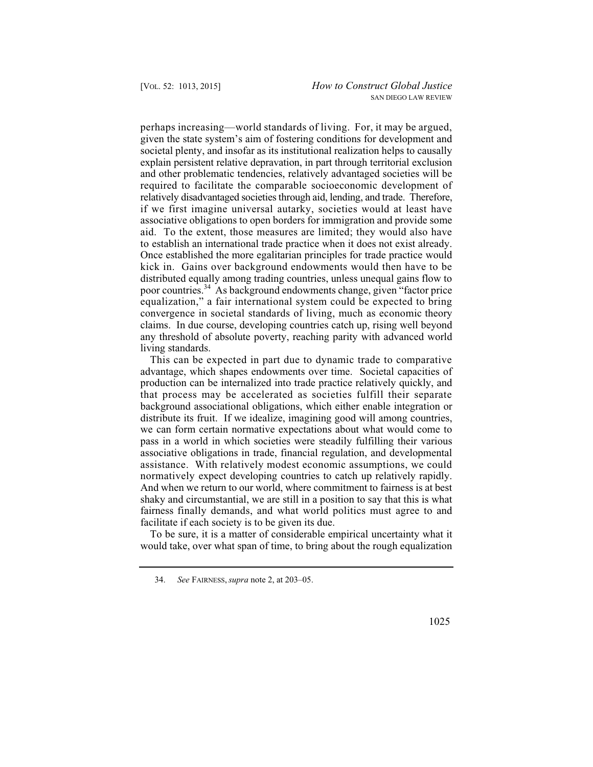perhaps increasing—world standards of living. For, it may be argued, given the state system's aim of fostering conditions for development and societal plenty, and insofar as its institutional realization helps to causally explain persistent relative depravation, in part through territorial exclusion and other problematic tendencies, relatively advantaged societies will be required to facilitate the comparable socioeconomic development of relatively disadvantaged societies through aid, lending, and trade. Therefore, if we first imagine universal autarky, societies would at least have associative obligations to open borders for immigration and provide some aid. To the extent, those measures are limited; they would also have to establish an international trade practice when it does not exist already. Once established the more egalitarian principles for trade practice would kick in. Gains over background endowments would then have to be distributed equally among trading countries, unless unequal gains flow to poor countries.[34] As background endowments change, given "factor price equalization," a fair international system could be expected to bring convergence in societal standards of living, much as economic theory claims. In due course, developing countries catch up, rising well beyond any threshold of absolute poverty, reaching parity with advanced world living standards.

This can be expected in part due to dynamic trade to comparative advantage, which shapes endowments over time. Societal capacities of production can be internalized into trade practice relatively quickly, and that process may be accelerated as societies fulfill their separate background associational obligations, which either enable integration or distribute its fruit. If we idealize, imagining good will among countries, we can form certain normative expectations about what would come to pass in a world in which societies were steadily fulfilling their various associative obligations in trade, financial regulation, and developmental assistance. With relatively modest economic assumptions, we could normatively expect developing countries to catch up relatively rapidly. And when we return to our world, where commitment to fairness is at best shaky and circumstantial, we are still in a position to say that this is what fairness finally demands, and what world politics must agree to and facilitate if each society is to be given its due.

To be sure, it is a matter of considerable empirical uncertainty what it would take, over what span of time, to bring about the rough equalization

34. *See* FAIRNESS, *supra* note 2, at 203–05.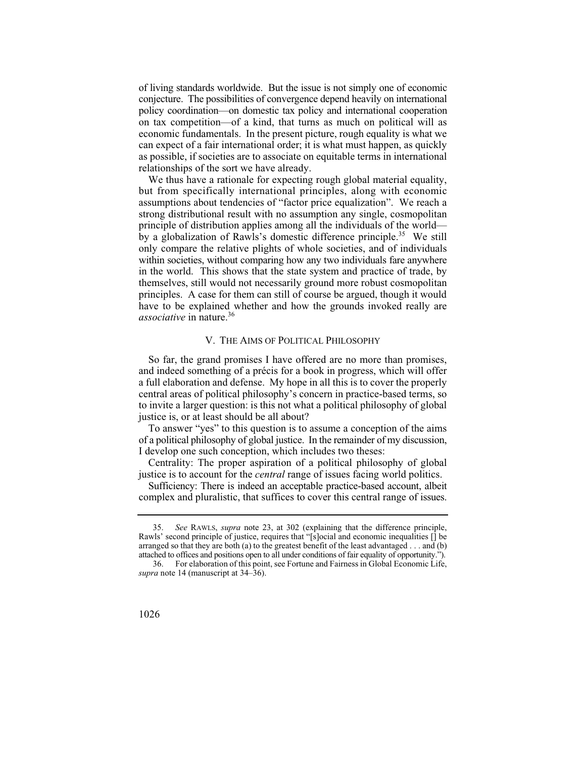of living standards worldwide. But the issue is not simply one of economic conjecture. The possibilities of convergence depend heavily on international policy coordination—on domestic tax policy and international cooperation on tax competition—of a kind, that turns as much on political will as economic fundamentals. In the present picture, rough equality is what we can expect of a fair international order; it is what must happen, as quickly as possible, if societies are to associate on equitable terms in international relationships of the sort we have already.

We thus have a rationale for expecting rough global material equality, but from specifically international principles, along with economic assumptions about tendencies of "factor price equalization". We reach a strong distributional result with no assumption any single, cosmopolitan principle of distribution applies among all the individuals of the world—by a globalization of Rawls's domestic difference principle.[35] We still only compare the relative plights of whole societies, and of individuals within societies, without comparing how any two individuals fare anywhere in the world. This shows that the state system and practice of trade, by themselves, still would not necessarily ground more robust cosmopolitan principles. A case for them can still of course be argued, though it would have to be explained whether and how the grounds invoked really are *associative* in nature.[36]

## V. The Aims of Political Philosophy

So far, the grand promises I have offered are no more than promises, and indeed something of a précis for a book in progress, which will offer a full elaboration and defense. My hope in all this is to cover the properly central areas of political philosophy's concern in practice-based terms, so to invite a larger question: is this not what a political philosophy of global justice is, or at least should be all about?

To answer "yes" to this question is to assume a conception of the aims of a political philosophy of global justice. In the remainder of my discussion, I develop one such conception, which includes two theses:

Centrality: The proper aspiration of a political philosophy of global justice is to account for the *central* range of issues facing world politics.

Sufficiency: There is indeed an acceptable practice-based account, albeit complex and pluralistic, that suffices to cover this central range of issues.

---

35. *See* Rawls, *supra* note 23, at 302 (explaining that the difference principle, Rawls' second principle of justice, requires that "[s]ocial and economic inequalities [] be arranged so that they are both (a) to the greatest benefit of the least advantaged . . . and (b) attached to offices and positions open to all under conditions of fair equality of opportunity.").

36. For elaboration of this point, see Fortune and Fairness in Global Economic Life, *supra* note 14 (manuscript at 34–36).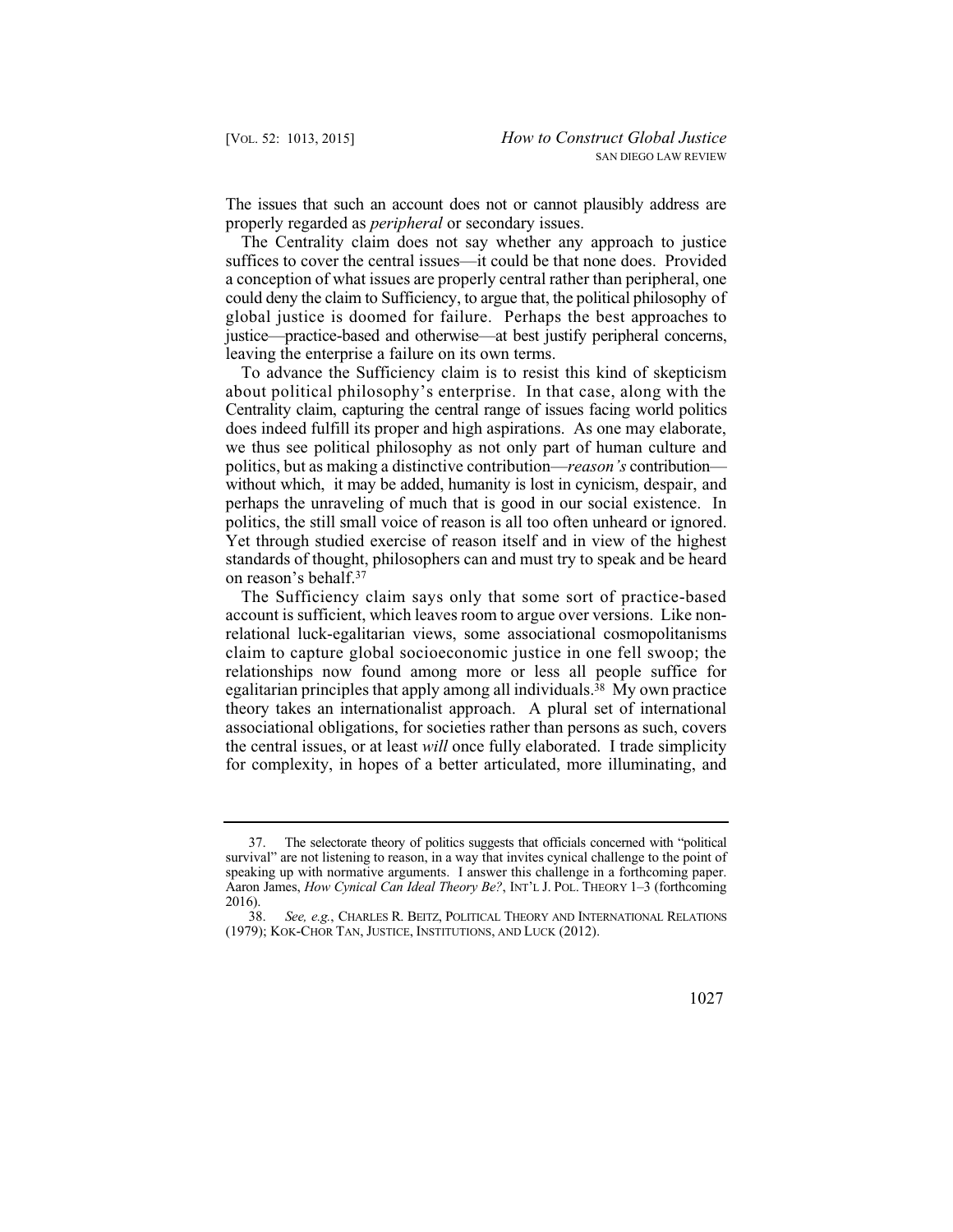The issues that such an account does not or cannot plausibly address are properly regarded as *peripheral* or secondary issues.

The Centrality claim does not say whether any approach to justice suffices to cover the central issues—it could be that none does. Provided a conception of what issues are properly central rather than peripheral, one could deny the claim to Sufficiency, to argue that, the political philosophy of global justice is doomed for failure. Perhaps the best approaches to justice—practice-based and otherwise—at best justify peripheral concerns, leaving the enterprise a failure on its own terms.

To advance the Sufficiency claim is to resist this kind of skepticism about political philosophy's enterprise. In that case, along with the Centrality claim, capturing the central range of issues facing world politics does indeed fulfill its proper and high aspirations. As one may elaborate, we thus see political philosophy as not only part of human culture and politics, but as making a distinctive contribution—*reason's* contribution—without which, it may be added, humanity is lost in cynicism, despair, and perhaps the unraveling of much that is good in our social existence. In politics, the still small voice of reason is all too often unheard or ignored. Yet through studied exercise of reason itself and in view of the highest standards of thought, philosophers can and must try to speak and be heard on reason's behalf.[37]

The Sufficiency claim says only that some sort of practice-based account is sufficient, which leaves room to argue over versions. Like non-relational luck-egalitarian views, some associational cosmopolitanisms claim to capture global socioeconomic justice in one fell swoop; the relationships now found among more or less all people suffice for egalitarian principles that apply among all individuals.[38] My own practice theory takes an internationalist approach. A plural set of international associational obligations, for societies rather than persons as such, covers the central issues, or at least *will* once fully elaborated. I trade simplicity for complexity, in hopes of a better articulated, more illuminating, and

---

37. The selectorate theory of politics suggests that officials concerned with "political survival" are not listening to reason, in a way that invites cynical challenge to the point of speaking up with normative arguments. I answer this challenge in a forthcoming paper. Aaron James, *How Cynical Can Ideal Theory Be?*, INT'L J. POL. THEORY 1–3 (forthcoming 2016).

38. *See, e.g.*, CHARLES R. BEITZ, POLITICAL THEORY AND INTERNATIONAL RELATIONS (1979); KOK-CHOR TAN, JUSTICE, INSTITUTIONS, AND LUCK (2012).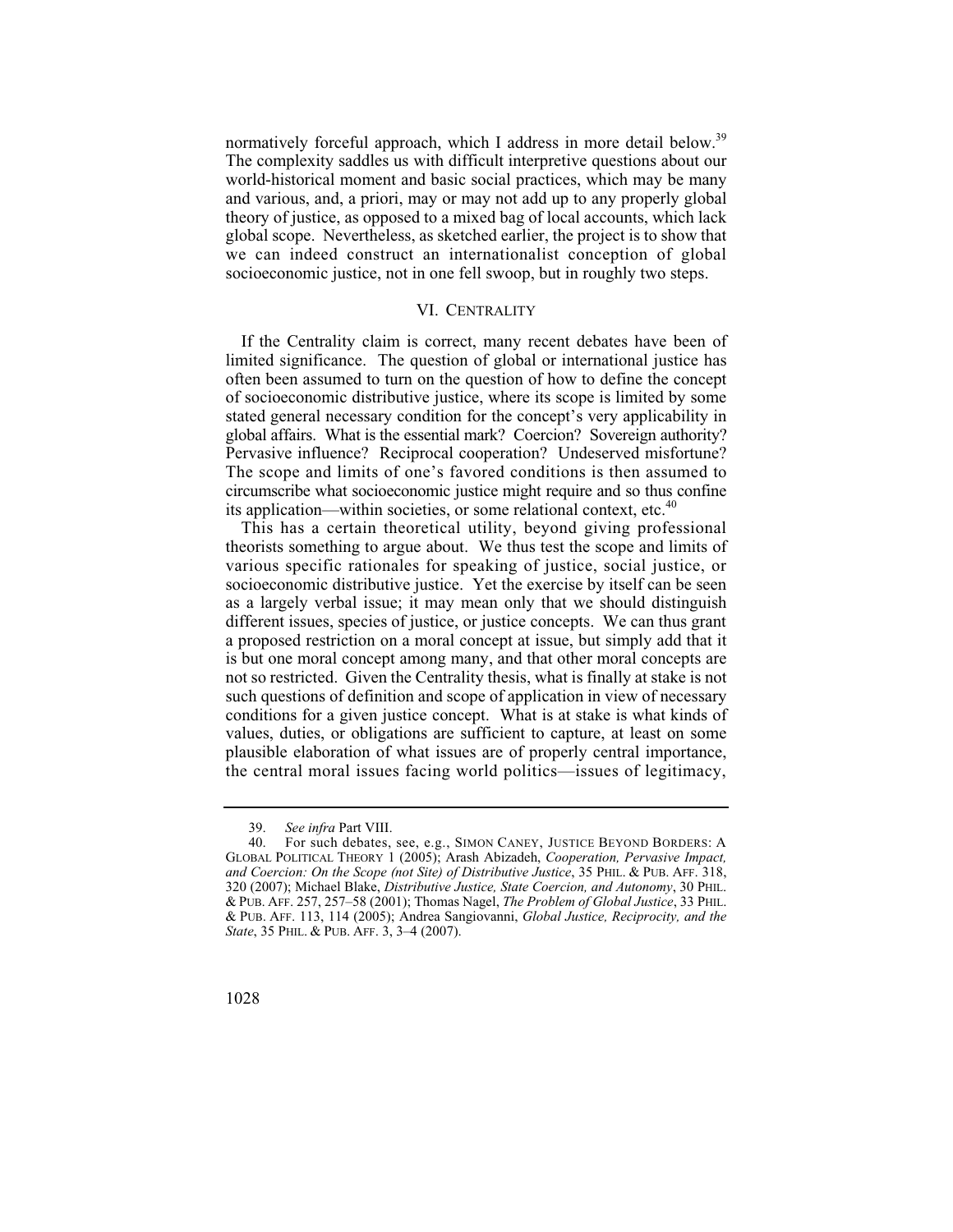normatively forceful approach, which I address in more detail below.[39] The complexity saddles us with difficult interpretive questions about our world-historical moment and basic social practices, which may be many and various, and, a priori, may or may not add up to any properly global theory of justice, as opposed to a mixed bag of local accounts, which lack global scope. Nevertheless, as sketched earlier, the project is to show that we can indeed construct an internationalist conception of global socioeconomic justice, not in one fell swoop, but in roughly two steps.

## VI. CENTRALITY

If the Centrality claim is correct, many recent debates have been of limited significance. The question of global or international justice has often been assumed to turn on the question of how to define the concept of socioeconomic distributive justice, where its scope is limited by some stated general necessary condition for the concept's very applicability in global affairs. What is the essential mark? Coercion? Sovereign authority? Pervasive influence? Reciprocal cooperation? Undeserved misfortune? The scope and limits of one's favored conditions is then assumed to circumscribe what socioeconomic justice might require and so thus confine its application—within societies, or some relational context, etc.[40]

This has a certain theoretical utility, beyond giving professional theorists something to argue about. We thus test the scope and limits of various specific rationales for speaking of justice, social justice, or socioeconomic distributive justice. Yet the exercise by itself can be seen as a largely verbal issue; it may mean only that we should distinguish different issues, species of justice, or justice concepts. We can thus grant a proposed restriction on a moral concept at issue, but simply add that it is but one moral concept among many, and that other moral concepts are not so restricted. Given the Centrality thesis, what is finally at stake is not such questions of definition and scope of application in view of necessary conditions for a given justice concept. What is at stake is what kinds of values, duties, or obligations are sufficient to capture, at least on some plausible elaboration of what issues are of properly central importance, the central moral issues facing world politics—issues of legitimacy,

---

39. *See infra* Part VIII.

40. For such debates, see, e.g., SIMON CANEY, JUSTICE BEYOND BORDERS: A GLOBAL POLITICAL THEORY 1 (2005); Arash Abizadeh, *Cooperation, Pervasive Impact, and Coercion: On the Scope (not Site) of Distributive Justice*, 35 PHIL. & PUB. AFF. 318, 320 (2007); Michael Blake, *Distributive Justice, State Coercion, and Autonomy*, 30 PHIL. & PUB. AFF. 257, 257–58 (2001); Thomas Nagel, *The Problem of Global Justice*, 33 PHIL. & PUB. AFF. 113, 114 (2005); Andrea Sangiovanni, *Global Justice, Reciprocity, and the State*, 35 PHIL. & PUB. AFF. 3, 3–4 (2007).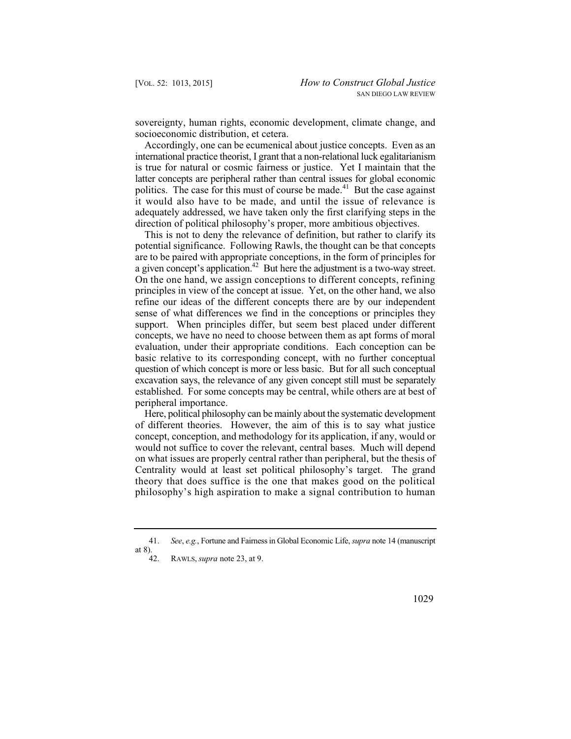sovereignty, human rights, economic development, climate change, and socioeconomic distribution, et cetera.

Accordingly, one can be ecumenical about justice concepts. Even as an international practice theorist, I grant that a non-relational luck egalitarianism is true for natural or cosmic fairness or justice. Yet I maintain that the latter concepts are peripheral rather than central issues for global economic politics. The case for this must of course be made.[41] But the case against it would also have to be made, and until the issue of relevance is adequately addressed, we have taken only the first clarifying steps in the direction of political philosophy's proper, more ambitious objectives.

This is not to deny the relevance of definition, but rather to clarify its potential significance. Following Rawls, the thought can be that concepts are to be paired with appropriate conceptions, in the form of principles for a given concept's application.[42] But here the adjustment is a two-way street. On the one hand, we assign conceptions to different concepts, refining principles in view of the concept at issue. Yet, on the other hand, we also refine our ideas of the different concepts there are by our independent sense of what differences we find in the conceptions or principles they support. When principles differ, but seem best placed under different concepts, we have no need to choose between them as apt forms of moral evaluation, under their appropriate conditions. Each conception can be basic relative to its corresponding concept, with no further conceptual question of which concept is more or less basic. But for all such conceptual excavation says, the relevance of any given concept still must be separately established. For some concepts may be central, while others are at best of peripheral importance.

Here, political philosophy can be mainly about the systematic development of different theories. However, the aim of this is to say what justice concept, conception, and methodology for its application, if any, would or would not suffice to cover the relevant, central bases. Much will depend on what issues are properly central rather than peripheral, but the thesis of Centrality would at least set political philosophy's target. The grand theory that does suffice is the one that makes good on the political philosophy's high aspiration to make a signal contribution to human

---

41. *See*, *e.g.*, Fortune and Fairness in Global Economic Life, *supra* note 14 (manuscript at 8).

42. RAWLS, *supra* note 23, at 9.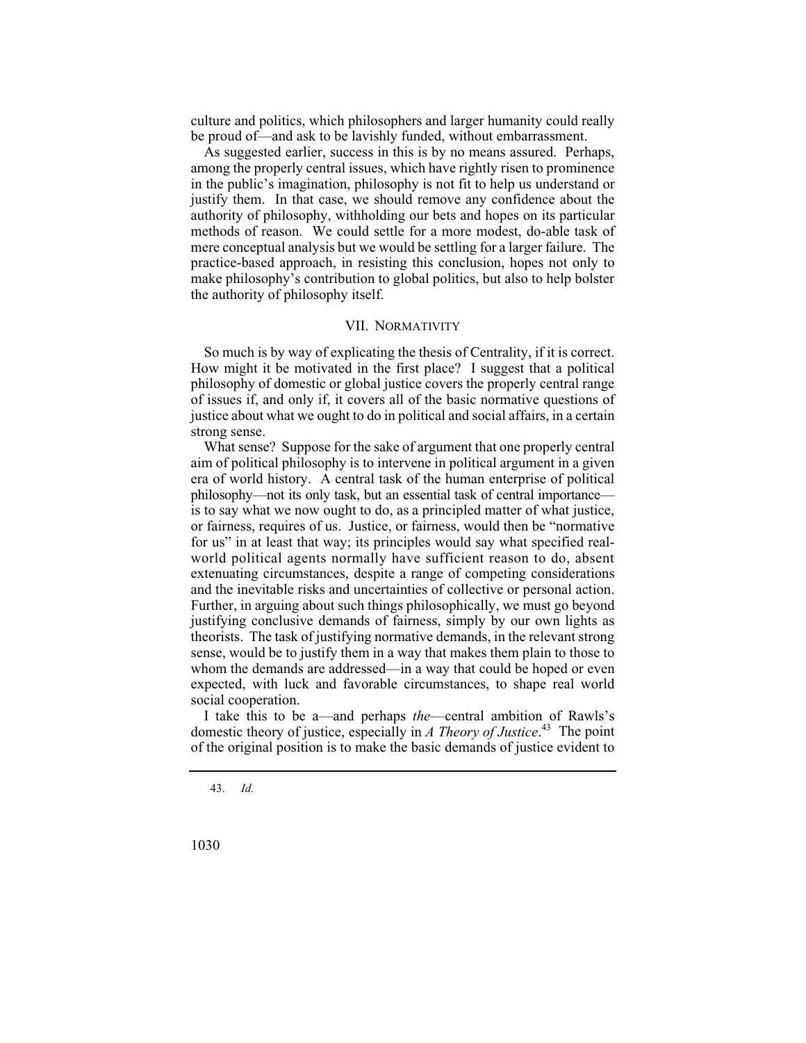culture and politics, which philosophers and larger humanity could really be proud of—and ask to be lavishly funded, without embarrassment.

As suggested earlier, success in this is by no means assured. Perhaps, among the properly central issues, which have rightly risen to prominence in the public's imagination, philosophy is not fit to help us understand or justify them. In that case, we should remove any confidence about the authority of philosophy, withholding our bets and hopes on its particular methods of reason. We could settle for a more modest, do-able task of mere conceptual analysis but we would be settling for a larger failure. The practice-based approach, in resisting this conclusion, hopes not only to make philosophy's contribution to global politics, but also to help bolster the authority of philosophy itself.

## VII. NORMATIVITY

So much is by way of explicating the thesis of Centrality, if it is correct. How might it be motivated in the first place? I suggest that a political philosophy of domestic or global justice covers the properly central range of issues if, and only if, it covers all of the basic normative questions of justice about what we ought to do in political and social affairs, in a certain strong sense.

What sense? Suppose for the sake of argument that one properly central aim of political philosophy is to intervene in political argument in a given era of world history. A central task of the human enterprise of political philosophy—not its only task, but an essential task of central importance—is to say what we now ought to do, as a principled matter of what justice, or fairness, requires of us. Justice, or fairness, would then be "normative for us" in at least that way; its principles would say what specified real-world political agents normally have sufficient reason to do, absent extenuating circumstances, despite a range of competing considerations and the inevitable risks and uncertainties of collective or personal action. Further, in arguing about such things philosophically, we must go beyond justifying conclusive demands of fairness, simply by our own lights as theorists. The task of justifying normative demands, in the relevant strong sense, would be to justify them in a way that makes them plain to those to whom the demands are addressed—in a way that could be hoped or even expected, with luck and favorable circumstances, to shape real world social cooperation.

I take this to be a—and perhaps *the*—central ambition of Rawls's domestic theory of justice, especially in *A Theory of Justice*.[43] The point of the original position is to make the basic demands of justice evident to

---

43. *Id.*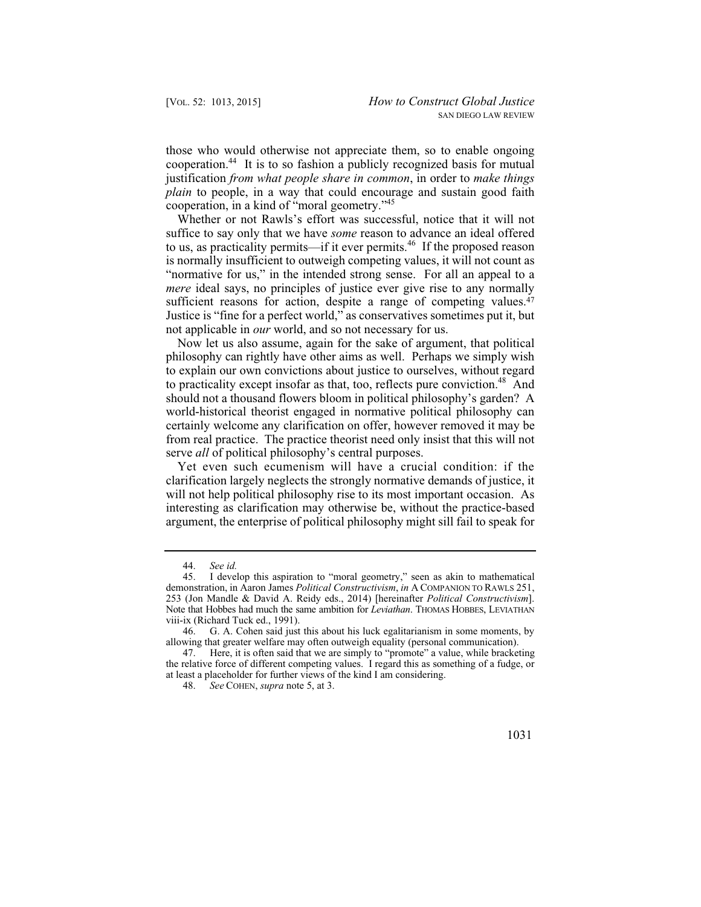those who would otherwise not appreciate them, so to enable ongoing cooperation.[44] It is to so fashion a publicly recognized basis for mutual justification *from what people share in common*, in order to *make things plain* to people, in a way that could encourage and sustain good faith cooperation, in a kind of "moral geometry."[45]

Whether or not Rawls's effort was successful, notice that it will not suffice to say only that we have *some* reason to advance an ideal offered to us, as practicality permits—if it ever permits.[46] If the proposed reason is normally insufficient to outweigh competing values, it will not count as "normative for us," in the intended strong sense. For all an appeal to a *mere* ideal says, no principles of justice ever give rise to any normally sufficient reasons for action, despite a range of competing values.[47] Justice is "fine for a perfect world," as conservatives sometimes put it, but not applicable in *our* world, and so not necessary for us.

Now let us also assume, again for the sake of argument, that political philosophy can rightly have other aims as well. Perhaps we simply wish to explain our own convictions about justice to ourselves, without regard to practicality except insofar as that, too, reflects pure conviction.[48] And should not a thousand flowers bloom in political philosophy's garden? A world-historical theorist engaged in normative political philosophy can certainly welcome any clarification on offer, however removed it may be from real practice. The practice theorist need only insist that this will not serve *all* of political philosophy's central purposes.

Yet even such ecumenism will have a crucial condition: if the clarification largely neglects the strongly normative demands of justice, it will not help political philosophy rise to its most important occasion. As interesting as clarification may otherwise be, without the practice-based argument, the enterprise of political philosophy might sill fail to speak for

---

44. *See id.*

45. I develop this aspiration to "moral geometry," seen as akin to mathematical demonstration, in Aaron James *Political Constructivism*, *in* A COMPANION TO RAWLS 251, 253 (Jon Mandle & David A. Reidy eds., 2014) [hereinafter *Political Constructivism*]. Note that Hobbes had much the same ambition for *Leviathan*. THOMAS HOBBES, LEVIATHAN viii-ix (Richard Tuck ed., 1991).

46. G. A. Cohen said just this about his luck egalitarianism in some moments, by allowing that greater welfare may often outweigh equality (personal communication).

47. Here, it is often said that we are simply to "promote" a value, while bracketing the relative force of different competing values. I regard this as something of a fudge, or at least a placeholder for further views of the kind I am considering.

48. *See* COHEN, *supra* note 5, at 3.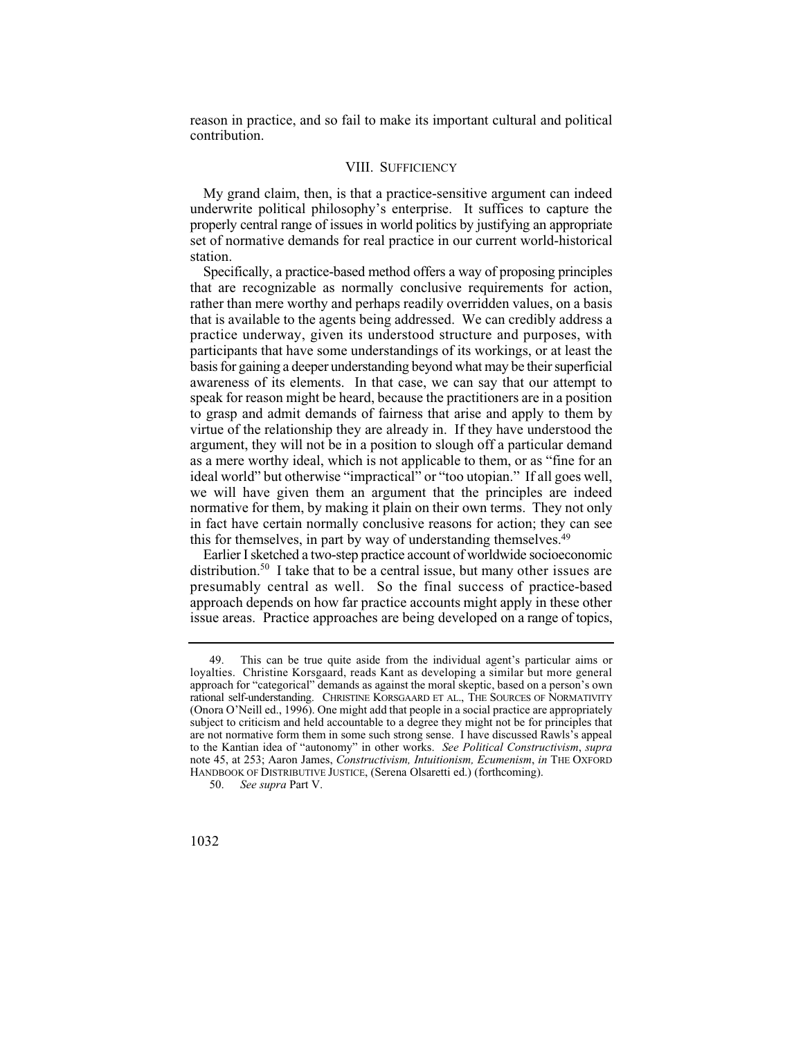reason in practice, and so fail to make its important cultural and political contribution.

## VIII. SUFFICIENCY

My grand claim, then, is that a practice-sensitive argument can indeed underwrite political philosophy's enterprise. It suffices to capture the properly central range of issues in world politics by justifying an appropriate set of normative demands for real practice in our current world-historical station.

Specifically, a practice-based method offers a way of proposing principles that are recognizable as normally conclusive requirements for action, rather than mere worthy and perhaps readily overridden values, on a basis that is available to the agents being addressed. We can credibly address a practice underway, given its understood structure and purposes, with participants that have some understandings of its workings, or at least the basis for gaining a deeper understanding beyond what may be their superficial awareness of its elements. In that case, we can say that our attempt to speak for reason might be heard, because the practitioners are in a position to grasp and admit demands of fairness that arise and apply to them by virtue of the relationship they are already in. If they have understood the argument, they will not be in a position to slough off a particular demand as a mere worthy ideal, which is not applicable to them, or as "fine for an ideal world" but otherwise "impractical" or "too utopian." If all goes well, we will have given them an argument that the principles are indeed normative for them, by making it plain on their own terms. They not only in fact have certain normally conclusive reasons for action; they can see this for themselves, in part by way of understanding themselves.[49]

Earlier I sketched a two-step practice account of worldwide socioeconomic distribution.[50] I take that to be a central issue, but many other issues are presumably central as well. So the final success of practice-based approach depends on how far practice accounts might apply in these other issue areas. Practice approaches are being developed on a range of topics,

---

49. This can be true quite aside from the individual agent's particular aims or loyalties. Christine Korsgaard, reads Kant as developing a similar but more general approach for "categorical" demands as against the moral skeptic, based on a person's own rational self-understanding. CHRISTINE KORSGAARD ET AL., THE SOURCES OF NORMATIVITY (Onora O'Neill ed., 1996). One might add that people in a social practice are appropriately subject to criticism and held accountable to a degree they might not be for principles that are not normative form them in some such strong sense. I have discussed Rawls's appeal to the Kantian idea of "autonomy" in other works. *See Political Constructivism*, *supra* note 45, at 253; Aaron James, *Constructivism, Intuitionism, Ecumenism*, *in* THE OXFORD HANDBOOK OF DISTRIBUTIVE JUSTICE, (Serena Olsaretti ed.) (forthcoming).

50. *See supra* Part V.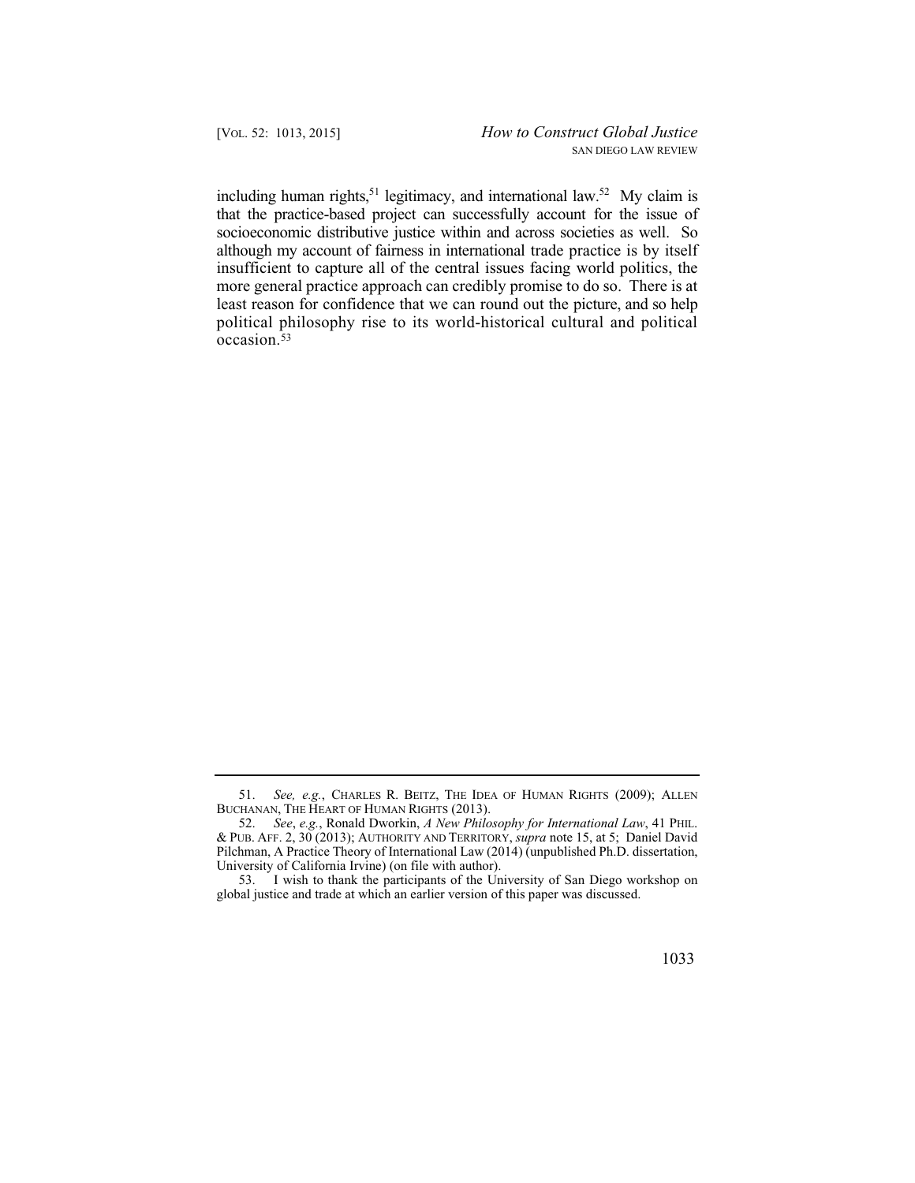including human rights,[51] legitimacy, and international law.[52] My claim is that the practice-based project can successfully account for the issue of socioeconomic distributive justice within and across societies as well. So although my account of fairness in international trade practice is by itself insufficient to capture all of the central issues facing world politics, the more general practice approach can credibly promise to do so. There is at least reason for confidence that we can round out the picture, and so help political philosophy rise to its world-historical cultural and political occasion.[53]

---

51. *See, e.g.*, CHARLES R. BEITZ, THE IDEA OF HUMAN RIGHTS (2009); ALLEN BUCHANAN, THE HEART OF HUMAN RIGHTS (2013).

52. *See*, *e.g.*, Ronald Dworkin, *A New Philosophy for International Law*, 41 PHIL. & PUB. AFF. 2, 30 (2013); AUTHORITY AND TERRITORY, *supra* note 15, at 5; Daniel David Pilchman, A Practice Theory of International Law (2014) (unpublished Ph.D. dissertation, University of California Irvine) (on file with author).

53. I wish to thank the participants of the University of San Diego workshop on global justice and trade at which an earlier version of this paper was discussed.